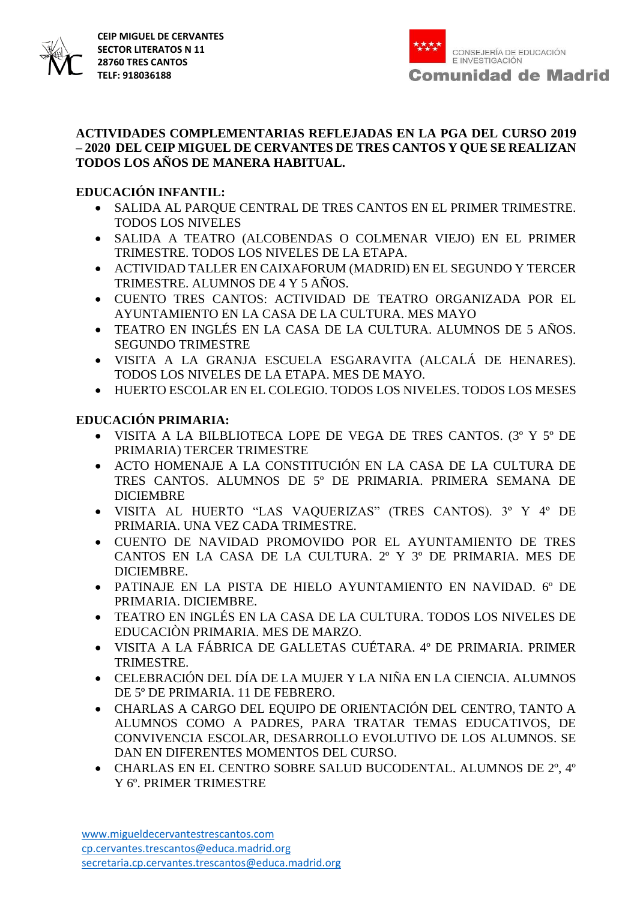**CEIP MIGUEL DE CERVANTES**
**SECTOR LITERATOS N 11**
**28760 TRES CANTOS**
**TELF: 918036188**

CONSEJERÍA DE EDUCACIÓN E INVESTIGACIÓN
**Comunidad de Madrid**

# ACTIVIDADES COMPLEMENTARIAS REFLEJADAS EN LA PGA DEL CURSO 2019 – 2020 DEL CEIP MIGUEL DE CERVANTES DE TRES CANTOS Y QUE SE REALIZAN TODOS LOS AÑOS DE MANERA HABITUAL.

## EDUCACIÓN INFANTIL:

- SALIDA AL PARQUE CENTRAL DE TRES CANTOS EN EL PRIMER TRIMESTRE. TODOS LOS NIVELES
- SALIDA A TEATRO (ALCOBENDAS O COLMENAR VIEJO) EN EL PRIMER TRIMESTRE. TODOS LOS NIVELES DE LA ETAPA.
- ACTIVIDAD TALLER EN CAIXAFORUM (MADRID) EN EL SEGUNDO Y TERCER TRIMESTRE. ALUMNOS DE 4 Y 5 AÑOS.
- CUENTO TRES CANTOS: ACTIVIDAD DE TEATRO ORGANIZADA POR EL AYUNTAMIENTO EN LA CASA DE LA CULTURA. MES MAYO
- TEATRO EN INGLÉS EN LA CASA DE LA CULTURA. ALUMNOS DE 5 AÑOS. SEGUNDO TRIMESTRE
- VISITA A LA GRANJA ESCUELA ESGARAVITA (ALCALÁ DE HENARES). TODOS LOS NIVELES DE LA ETAPA. MES DE MAYO.
- HUERTO ESCOLAR EN EL COLEGIO. TODOS LOS NIVELES. TODOS LOS MESES

## EDUCACIÓN PRIMARIA:

- VISITA A LA BILBLIOTECA LOPE DE VEGA DE TRES CANTOS. (3º Y 5º DE PRIMARIA) TERCER TRIMESTRE
- ACTO HOMENAJE A LA CONSTITUCIÓN EN LA CASA DE LA CULTURA DE TRES CANTOS. ALUMNOS DE 5º DE PRIMARIA. PRIMERA SEMANA DE DICIEMBRE
- VISITA AL HUERTO "LAS VAQUERIZAS" (TRES CANTOS). 3º Y 4º DE PRIMARIA. UNA VEZ CADA TRIMESTRE.
- CUENTO DE NAVIDAD PROMOVIDO POR EL AYUNTAMIENTO DE TRES CANTOS EN LA CASA DE LA CULTURA. 2º Y 3º DE PRIMARIA. MES DE DICIEMBRE.
- PATINAJE EN LA PISTA DE HIELO AYUNTAMIENTO EN NAVIDAD. 6º DE PRIMARIA. DICIEMBRE.
- TEATRO EN INGLÉS EN LA CASA DE LA CULTURA. TODOS LOS NIVELES DE EDUCACIÒN PRIMARIA. MES DE MARZO.
- VISITA A LA FÁBRICA DE GALLETAS CUÉTARA. 4º DE PRIMARIA. PRIMER TRIMESTRE.
- CELEBRACIÓN DEL DÍA DE LA MUJER Y LA NIÑA EN LA CIENCIA. ALUMNOS DE 5º DE PRIMARIA. 11 DE FEBRERO.
- CHARLAS A CARGO DEL EQUIPO DE ORIENTACIÓN DEL CENTRO, TANTO A ALUMNOS COMO A PADRES, PARA TRATAR TEMAS EDUCATIVOS, DE CONVIVENCIA ESCOLAR, DESARROLLO EVOLUTIVO DE LOS ALUMNOS. SE DAN EN DIFERENTES MOMENTOS DEL CURSO.
- CHARLAS EN EL CENTRO SOBRE SALUD BUCODENTAL. ALUMNOS DE 2º, 4º Y 6º. PRIMER TRIMESTRE

www.migueldecervantestrescantos.com
cp.cervantes.trescantos@educa.madrid.org
secretaria.cp.cervantes.trescantos@educa.madrid.org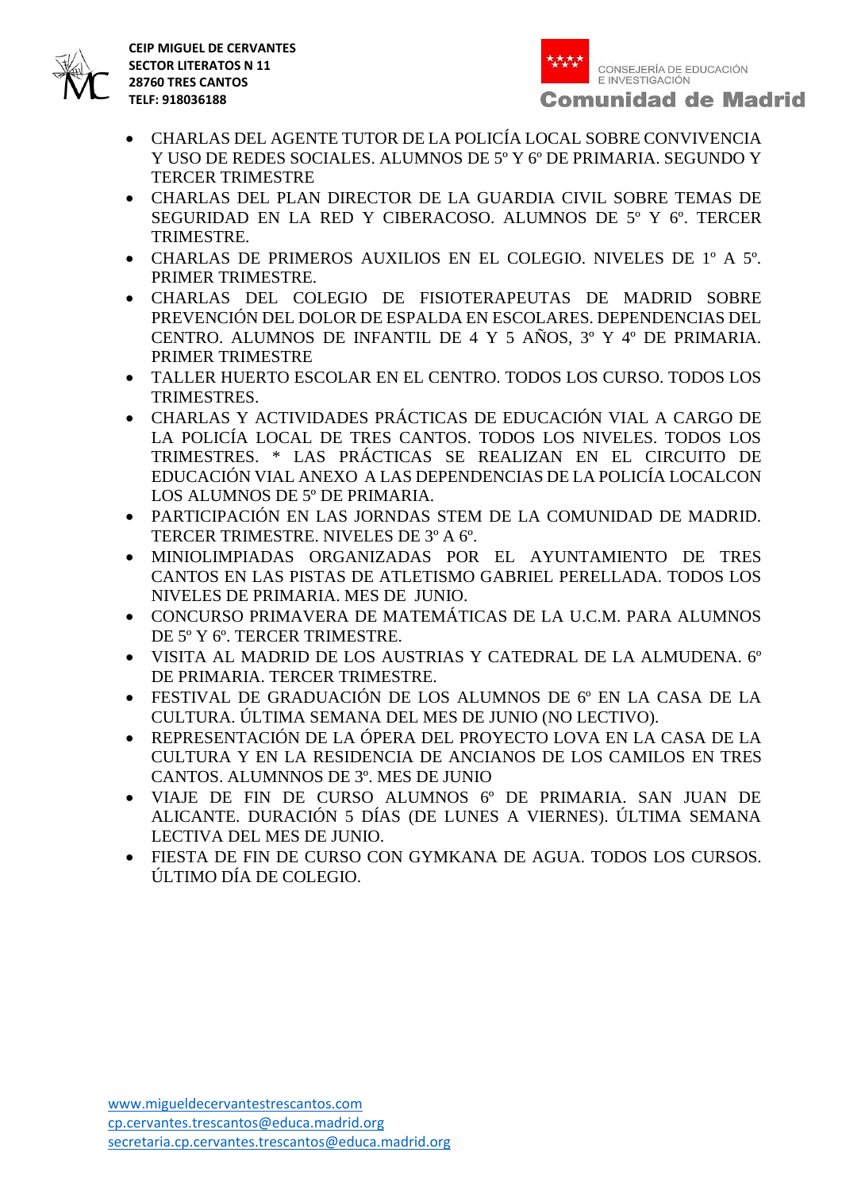- CHARLAS DEL AGENTE TUTOR DE LA POLICÍA LOCAL SOBRE CONVIVENCIA Y USO DE REDES SOCIALES. ALUMNOS DE 5º Y 6º DE PRIMARIA. SEGUNDO Y TERCER TRIMESTRE
- CHARLAS DEL PLAN DIRECTOR DE LA GUARDIA CIVIL SOBRE TEMAS DE SEGURIDAD EN LA RED Y CIBERACOSO. ALUMNOS DE 5º Y 6º. TERCER TRIMESTRE.
- CHARLAS DE PRIMEROS AUXILIOS EN EL COLEGIO. NIVELES DE 1º A 5º. PRIMER TRIMESTRE.
- CHARLAS DEL COLEGIO DE FISIOTERAPEUTAS DE MADRID SOBRE PREVENCIÓN DEL DOLOR DE ESPALDA EN ESCOLARES. DEPENDENCIAS DEL CENTRO. ALUMNOS DE INFANTIL DE 4 Y 5 AÑOS, 3º Y 4º DE PRIMARIA. PRIMER TRIMESTRE
- TALLER HUERTO ESCOLAR EN EL CENTRO. TODOS LOS CURSO. TODOS LOS TRIMESTRES.
- CHARLAS Y ACTIVIDADES PRÁCTICAS DE EDUCACIÓN VIAL A CARGO DE LA POLICÍA LOCAL DE TRES CANTOS. TODOS LOS NIVELES. TODOS LOS TRIMESTRES. * LAS PRÁCTICAS SE REALIZAN EN EL CIRCUITO DE EDUCACIÓN VIAL ANEXO A LAS DEPENDENCIAS DE LA POLICÍA LOCALCON LOS ALUMNOS DE 5º DE PRIMARIA.
- PARTICIPACIÓN EN LAS JORNDAS STEM DE LA COMUNIDAD DE MADRID. TERCER TRIMESTRE. NIVELES DE 3º A 6º.
- MINIOLIMPIADAS ORGANIZADAS POR EL AYUNTAMIENTO DE TRES CANTOS EN LAS PISTAS DE ATLETISMO GABRIEL PERELLADA. TODOS LOS NIVELES DE PRIMARIA. MES DE JUNIO.
- CONCURSO PRIMAVERA DE MATEMÁTICAS DE LA U.C.M. PARA ALUMNOS DE 5º Y 6º. TERCER TRIMESTRE.
- VISITA AL MADRID DE LOS AUSTRIAS Y CATEDRAL DE LA ALMUDENA. 6º DE PRIMARIA. TERCER TRIMESTRE.
- FESTIVAL DE GRADUACIÓN DE LOS ALUMNOS DE 6º EN LA CASA DE LA CULTURA. ÚLTIMA SEMANA DEL MES DE JUNIO (NO LECTIVO).
- REPRESENTACIÓN DE LA ÓPERA DEL PROYECTO LOVA EN LA CASA DE LA CULTURA Y EN LA RESIDENCIA DE ANCIANOS DE LOS CAMILOS EN TRES CANTOS. ALUMNNOS DE 3º. MES DE JUNIO
- VIAJE DE FIN DE CURSO ALUMNOS 6º DE PRIMARIA. SAN JUAN DE ALICANTE. DURACIÓN 5 DÍAS (DE LUNES A VIERNES). ÚLTIMA SEMANA LECTIVA DEL MES DE JUNIO.
- FIESTA DE FIN DE CURSO CON GYMKANA DE AGUA. TODOS LOS CURSOS. ÚLTIMO DÍA DE COLEGIO.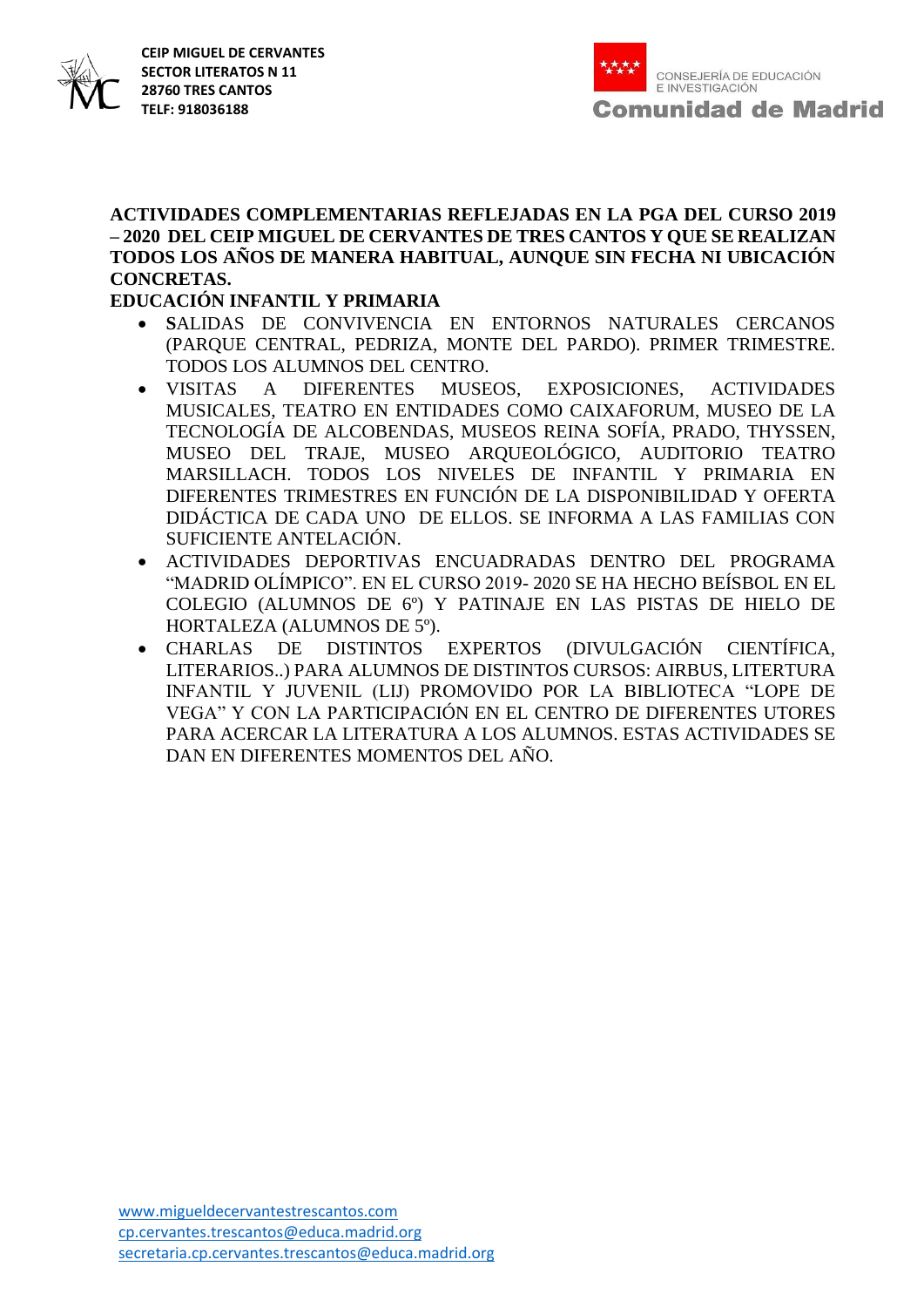**ACTIVIDADES COMPLEMENTARIAS REFLEJADAS EN LA PGA DEL CURSO 2019 – 2020 DEL CEIP MIGUEL DE CERVANTES DE TRES CANTOS Y QUE SE REALIZAN TODOS LOS AÑOS DE MANERA HABITUAL, AUNQUE SIN FECHA NI UBICACIÓN CONCRETAS.**

**EDUCACIÓN INFANTIL Y PRIMARIA**

- **S**ALIDAS DE CONVIVENCIA EN ENTORNOS NATURALES CERCANOS (PARQUE CENTRAL, PEDRIZA, MONTE DEL PARDO). PRIMER TRIMESTRE. TODOS LOS ALUMNOS DEL CENTRO.
- VISITAS A DIFERENTES MUSEOS, EXPOSICIONES, ACTIVIDADES MUSICALES, TEATRO EN ENTIDADES COMO CAIXAFORUM, MUSEO DE LA TECNOLOGÍA DE ALCOBENDAS, MUSEOS REINA SOFÍA, PRADO, THYSSEN, MUSEO DEL TRAJE, MUSEO ARQUEOLÓGICO, AUDITORIO TEATRO MARSILLACH. TODOS LOS NIVELES DE INFANTIL Y PRIMARIA EN DIFERENTES TRIMESTRES EN FUNCIÓN DE LA DISPONIBILIDAD Y OFERTA DIDÁCTICA DE CADA UNO DE ELLOS. SE INFORMA A LAS FAMILIAS CON SUFICIENTE ANTELACIÓN.
- ACTIVIDADES DEPORTIVAS ENCUADRADAS DENTRO DEL PROGRAMA "MADRID OLÍMPICO". EN EL CURSO 2019- 2020 SE HA HECHO BEÍSBOL EN EL COLEGIO (ALUMNOS DE 6º) Y PATINAJE EN LAS PISTAS DE HIELO DE HORTALEZA (ALUMNOS DE 5º).
- CHARLAS DE DISTINTOS EXPERTOS (DIVULGACIÓN CIENTÍFICA, LITERARIOS..) PARA ALUMNOS DE DISTINTOS CURSOS: AIRBUS, LITERTURA INFANTIL Y JUVENIL (LIJ) PROMOVIDO POR LA BIBLIOTECA "LOPE DE VEGA" Y CON LA PARTICIPACIÓN EN EL CENTRO DE DIFERENTES UTORES PARA ACERCAR LA LITERATURA A LOS ALUMNOS. ESTAS ACTIVIDADES SE DAN EN DIFERENTES MOMENTOS DEL AÑO.